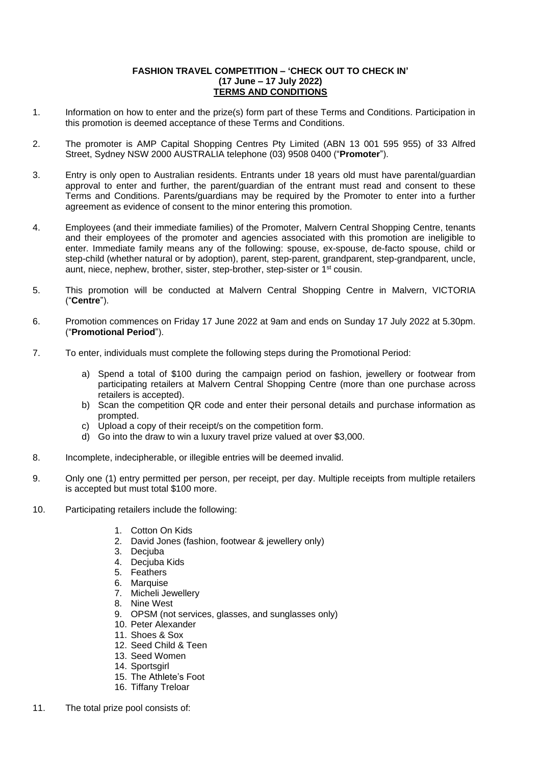**FASHION TRAVEL COMPETITION – 'CHECK OUT TO CHECK IN'**
**(17 June – 17 July 2022)**
**TERMS AND CONDITIONS**

1. Information on how to enter and the prize(s) form part of these Terms and Conditions. Participation in this promotion is deemed acceptance of these Terms and Conditions.

2. The promoter is AMP Capital Shopping Centres Pty Limited (ABN 13 001 595 955) of 33 Alfred Street, Sydney NSW 2000 AUSTRALIA telephone (03) 9508 0400 ("**Promoter**").

3. Entry is only open to Australian residents. Entrants under 18 years old must have parental/guardian approval to enter and further, the parent/guardian of the entrant must read and consent to these Terms and Conditions. Parents/guardians may be required by the Promoter to enter into a further agreement as evidence of consent to the minor entering this promotion.

4. Employees (and their immediate families) of the Promoter, Malvern Central Shopping Centre, tenants and their employees of the promoter and agencies associated with this promotion are ineligible to enter. Immediate family means any of the following: spouse, ex-spouse, de-facto spouse, child or step-child (whether natural or by adoption), parent, step-parent, grandparent, step-grandparent, uncle, aunt, niece, nephew, brother, sister, step-brother, step-sister or 1st cousin.

5. This promotion will be conducted at Malvern Central Shopping Centre in Malvern, VICTORIA ("**Centre**").

6. Promotion commences on Friday 17 June 2022 at 9am and ends on Sunday 17 July 2022 at 5.30pm. ("**Promotional Period**").

7. To enter, individuals must complete the following steps during the Promotional Period:

   a) Spend a total of $100 during the campaign period on fashion, jewellery or footwear from participating retailers at Malvern Central Shopping Centre (more than one purchase across retailers is accepted).
   b) Scan the competition QR code and enter their personal details and purchase information as prompted.
   c) Upload a copy of their receipt/s on the competition form.
   d) Go into the draw to win a luxury travel prize valued at over $3,000.

8. Incomplete, indecipherable, or illegible entries will be deemed invalid.

9. Only one (1) entry permitted per person, per receipt, per day. Multiple receipts from multiple retailers is accepted but must total $100 more.

10. Participating retailers include the following:

    1. Cotton On Kids
    2. David Jones (fashion, footwear & jewellery only)
    3. Decjuba
    4. Decjuba Kids
    5. Feathers
    6. Marquise
    7. Micheli Jewellery
    8. Nine West
    9. OPSM (not services, glasses, and sunglasses only)
    10. Peter Alexander
    11. Shoes & Sox
    12. Seed Child & Teen
    13. Seed Women
    14. Sportsgirl
    15. The Athlete's Foot
    16. Tiffany Treloar

11. The total prize pool consists of: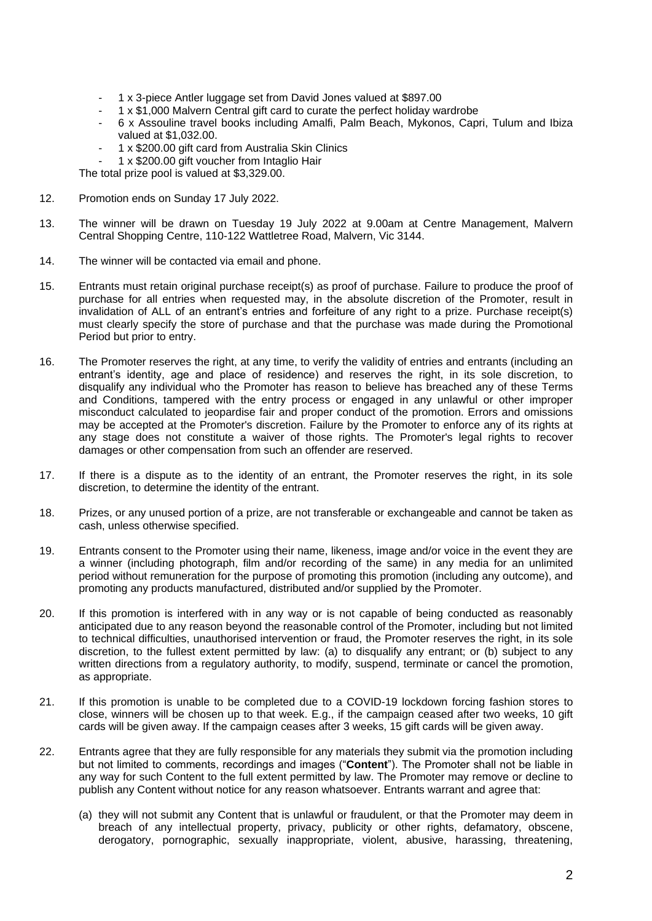- 1 x 3-piece Antler luggage set from David Jones valued at $897.00
- 1 x $1,000 Malvern Central gift card to curate the perfect holiday wardrobe
- 6 x Assouline travel books including Amalfi, Palm Beach, Mykonos, Capri, Tulum and Ibiza valued at $1,032.00.
- 1 x $200.00 gift card from Australia Skin Clinics
- 1 x $200.00 gift voucher from Intaglio Hair

The total prize pool is valued at $3,329.00.

12. Promotion ends on Sunday 17 July 2022.

13. The winner will be drawn on Tuesday 19 July 2022 at 9.00am at Centre Management, Malvern Central Shopping Centre, 110-122 Wattletree Road, Malvern, Vic 3144.

14. The winner will be contacted via email and phone.

15. Entrants must retain original purchase receipt(s) as proof of purchase. Failure to produce the proof of purchase for all entries when requested may, in the absolute discretion of the Promoter, result in invalidation of ALL of an entrant's entries and forfeiture of any right to a prize. Purchase receipt(s) must clearly specify the store of purchase and that the purchase was made during the Promotional Period but prior to entry.

16. The Promoter reserves the right, at any time, to verify the validity of entries and entrants (including an entrant's identity, age and place of residence) and reserves the right, in its sole discretion, to disqualify any individual who the Promoter has reason to believe has breached any of these Terms and Conditions, tampered with the entry process or engaged in any unlawful or other improper misconduct calculated to jeopardise fair and proper conduct of the promotion. Errors and omissions may be accepted at the Promoter's discretion. Failure by the Promoter to enforce any of its rights at any stage does not constitute a waiver of those rights. The Promoter's legal rights to recover damages or other compensation from such an offender are reserved.

17. If there is a dispute as to the identity of an entrant, the Promoter reserves the right, in its sole discretion, to determine the identity of the entrant.

18. Prizes, or any unused portion of a prize, are not transferable or exchangeable and cannot be taken as cash, unless otherwise specified.

19. Entrants consent to the Promoter using their name, likeness, image and/or voice in the event they are a winner (including photograph, film and/or recording of the same) in any media for an unlimited period without remuneration for the purpose of promoting this promotion (including any outcome), and promoting any products manufactured, distributed and/or supplied by the Promoter.

20. If this promotion is interfered with in any way or is not capable of being conducted as reasonably anticipated due to any reason beyond the reasonable control of the Promoter, including but not limited to technical difficulties, unauthorised intervention or fraud, the Promoter reserves the right, in its sole discretion, to the fullest extent permitted by law: (a) to disqualify any entrant; or (b) subject to any written directions from a regulatory authority, to modify, suspend, terminate or cancel the promotion, as appropriate.

21. If this promotion is unable to be completed due to a COVID-19 lockdown forcing fashion stores to close, winners will be chosen up to that week. E.g., if the campaign ceased after two weeks, 10 gift cards will be given away. If the campaign ceases after 3 weeks, 15 gift cards will be given away.

22. Entrants agree that they are fully responsible for any materials they submit via the promotion including but not limited to comments, recordings and images ("**Content**"). The Promoter shall not be liable in any way for such Content to the full extent permitted by law. The Promoter may remove or decline to publish any Content without notice for any reason whatsoever. Entrants warrant and agree that:

    (a) they will not submit any Content that is unlawful or fraudulent, or that the Promoter may deem in breach of any intellectual property, privacy, publicity or other rights, defamatory, obscene, derogatory, pornographic, sexually inappropriate, violent, abusive, harassing, threatening,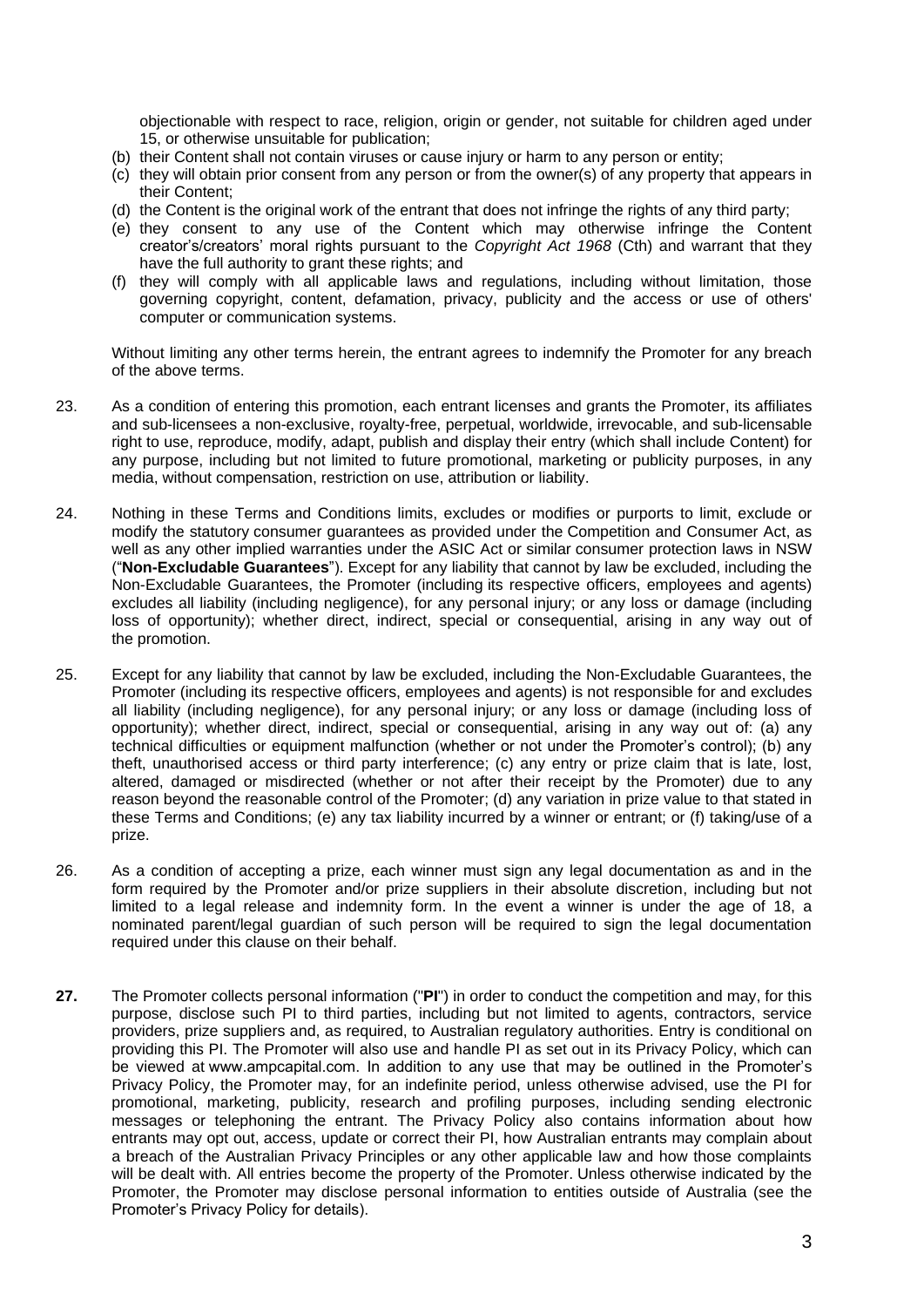objectionable with respect to race, religion, origin or gender, not suitable for children aged under 15, or otherwise unsuitable for publication;

(b) their Content shall not contain viruses or cause injury or harm to any person or entity;

(c) they will obtain prior consent from any person or from the owner(s) of any property that appears in their Content;

(d) the Content is the original work of the entrant that does not infringe the rights of any third party;

(e) they consent to any use of the Content which may otherwise infringe the Content creator's/creators' moral rights pursuant to the *Copyright Act 1968* (Cth) and warrant that they have the full authority to grant these rights; and

(f) they will comply with all applicable laws and regulations, including without limitation, those governing copyright, content, defamation, privacy, publicity and the access or use of others' computer or communication systems.

Without limiting any other terms herein, the entrant agrees to indemnify the Promoter for any breach of the above terms.

23. As a condition of entering this promotion, each entrant licenses and grants the Promoter, its affiliates and sub-licensees a non-exclusive, royalty-free, perpetual, worldwide, irrevocable, and sub-licensable right to use, reproduce, modify, adapt, publish and display their entry (which shall include Content) for any purpose, including but not limited to future promotional, marketing or publicity purposes, in any media, without compensation, restriction on use, attribution or liability.

24. Nothing in these Terms and Conditions limits, excludes or modifies or purports to limit, exclude or modify the statutory consumer guarantees as provided under the Competition and Consumer Act, as well as any other implied warranties under the ASIC Act or similar consumer protection laws in NSW ("**Non-Excludable Guarantees**"). Except for any liability that cannot by law be excluded, including the Non-Excludable Guarantees, the Promoter (including its respective officers, employees and agents) excludes all liability (including negligence), for any personal injury; or any loss or damage (including loss of opportunity); whether direct, indirect, special or consequential, arising in any way out of the promotion.

25. Except for any liability that cannot by law be excluded, including the Non-Excludable Guarantees, the Promoter (including its respective officers, employees and agents) is not responsible for and excludes all liability (including negligence), for any personal injury; or any loss or damage (including loss of opportunity); whether direct, indirect, special or consequential, arising in any way out of: (a) any technical difficulties or equipment malfunction (whether or not under the Promoter's control); (b) any theft, unauthorised access or third party interference; (c) any entry or prize claim that is late, lost, altered, damaged or misdirected (whether or not after their receipt by the Promoter) due to any reason beyond the reasonable control of the Promoter; (d) any variation in prize value to that stated in these Terms and Conditions; (e) any tax liability incurred by a winner or entrant; or (f) taking/use of a prize.

26. As a condition of accepting a prize, each winner must sign any legal documentation as and in the form required by the Promoter and/or prize suppliers in their absolute discretion, including but not limited to a legal release and indemnity form. In the event a winner is under the age of 18, a nominated parent/legal guardian of such person will be required to sign the legal documentation required under this clause on their behalf.

**27.** The Promoter collects personal information ("**PI**") in order to conduct the competition and may, for this purpose, disclose such PI to third parties, including but not limited to agents, contractors, service providers, prize suppliers and, as required, to Australian regulatory authorities. Entry is conditional on providing this PI. The Promoter will also use and handle PI as set out in its Privacy Policy, which can be viewed at www.ampcapital.com. In addition to any use that may be outlined in the Promoter's Privacy Policy, the Promoter may, for an indefinite period, unless otherwise advised, use the PI for promotional, marketing, publicity, research and profiling purposes, including sending electronic messages or telephoning the entrant. The Privacy Policy also contains information about how entrants may opt out, access, update or correct their PI, how Australian entrants may complain about a breach of the Australian Privacy Principles or any other applicable law and how those complaints will be dealt with. All entries become the property of the Promoter. Unless otherwise indicated by the Promoter, the Promoter may disclose personal information to entities outside of Australia (see the Promoter's Privacy Policy for details).